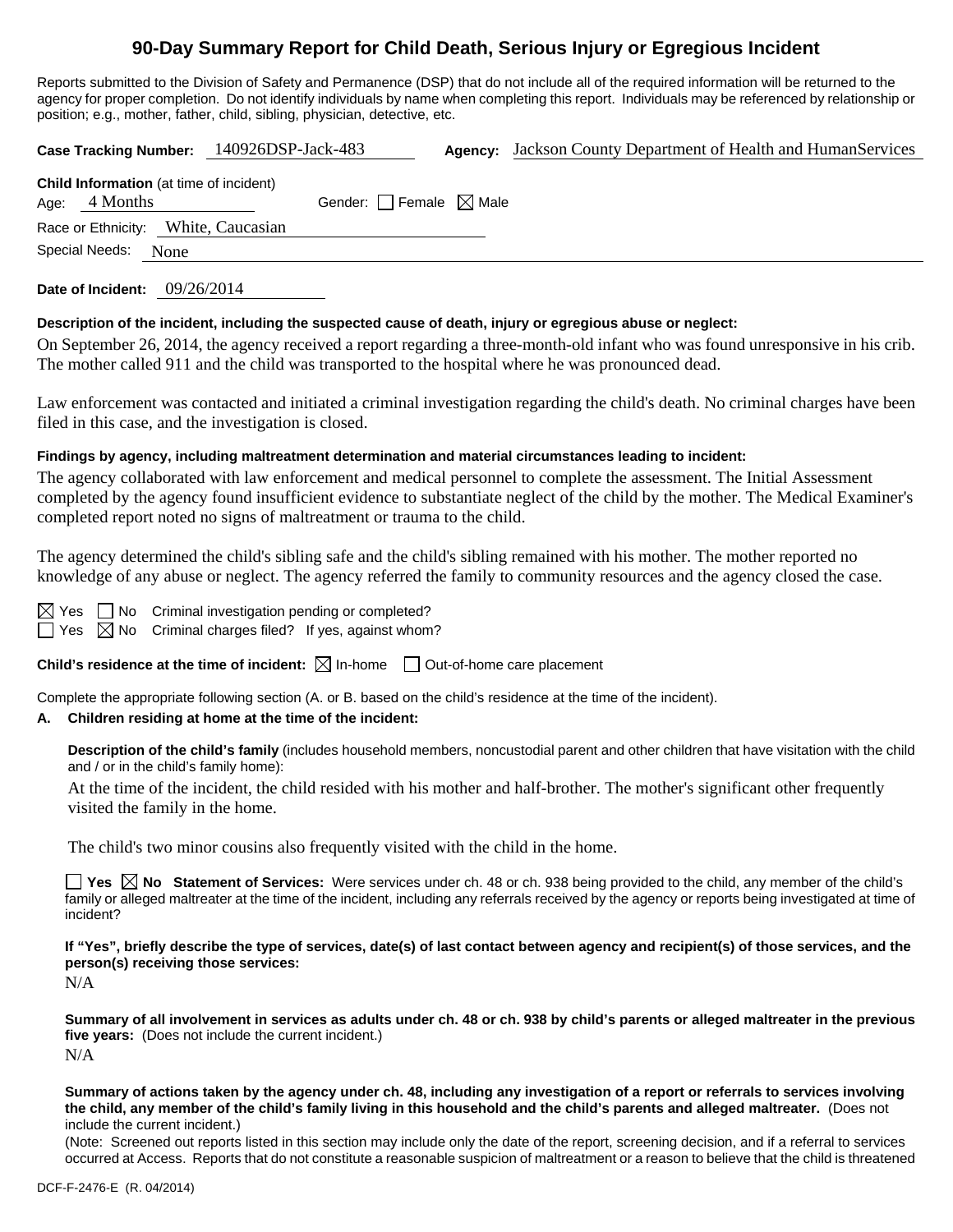# 90-Day Summary Report for Child Death, Serious Injury or Egregious Incident

Reports submitted to the Division of Safety and Permanence (DSP) that do not include all of the required information will be returned to the agency for proper completion. Do not identify individuals by name when completing this report. Individuals may be referenced by relationship or position; e.g., mother, father, child, sibling, physician, detective, etc.

**Case Tracking Number:** 140926DSP-Jack-483 **Agency:** Jackson County Department of Health and HumanServices

**Child Information** (at time of incident)

Age: 4 Months Gender: ☐ Female ☒ Male

Race or Ethnicity: White, Caucasian

Special Needs: None

**Date of Incident:** 09/26/2014

**Description of the incident, including the suspected cause of death, injury or egregious abuse or neglect:**

On September 26, 2014, the agency received a report regarding a three-month-old infant who was found unresponsive in his crib. The mother called 911 and the child was transported to the hospital where he was pronounced dead.

Law enforcement was contacted and initiated a criminal investigation regarding the child's death. No criminal charges have been filed in this case, and the investigation is closed.

**Findings by agency, including maltreatment determination and material circumstances leading to incident:**

The agency collaborated with law enforcement and medical personnel to complete the assessment. The Initial Assessment completed by the agency found insufficient evidence to substantiate neglect of the child by the mother. The Medical Examiner's completed report noted no signs of maltreatment or trauma to the child.

The agency determined the child's sibling safe and the child's sibling remained with his mother. The mother reported no knowledge of any abuse or neglect. The agency referred the family to community resources and the agency closed the case.

☒ Yes ☐ No Criminal investigation pending or completed?

☐ Yes ☒ No Criminal charges filed? If yes, against whom?

**Child's residence at the time of incident:** ☒ In-home ☐ Out-of-home care placement

Complete the appropriate following section (A. or B. based on the child's residence at the time of the incident).

**A. Children residing at home at the time of the incident:**

**Description of the child's family** (includes household members, noncustodial parent and other children that have visitation with the child and / or in the child's family home):

At the time of the incident, the child resided with his mother and half-brother. The mother's significant other frequently visited the family in the home.

The child's two minor cousins also frequently visited with the child in the home.

☐ **Yes** ☒ **No Statement of Services:** Were services under ch. 48 or ch. 938 being provided to the child, any member of the child's family or alleged maltreater at the time of the incident, including any referrals received by the agency or reports being investigated at time of incident?

**If "Yes", briefly describe the type of services, date(s) of last contact between agency and recipient(s) of those services, and the person(s) receiving those services:**

N/A

**Summary of all involvement in services as adults under ch. 48 or ch. 938 by child's parents or alleged maltreater in the previous five years:** (Does not include the current incident.)

N/A

**Summary of actions taken by the agency under ch. 48, including any investigation of a report or referrals to services involving the child, any member of the child's family living in this household and the child's parents and alleged maltreater.** (Does not include the current incident.)

(Note: Screened out reports listed in this section may include only the date of the report, screening decision, and if a referral to services occurred at Access. Reports that do not constitute a reasonable suspicion of maltreatment or a reason to believe that the child is threatened

DCF-F-2476-E (R. 04/2014)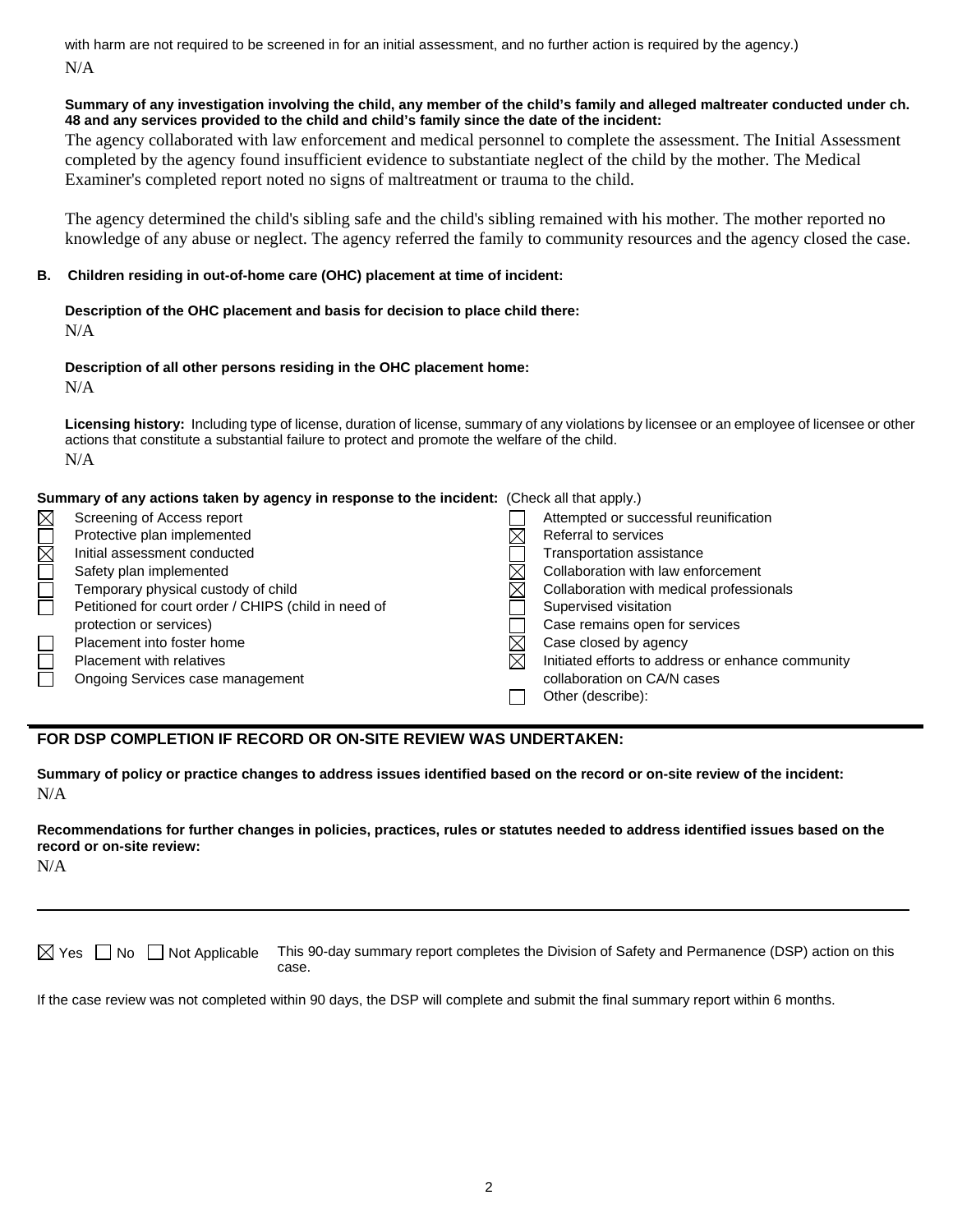with harm are not required to be screened in for an initial assessment, and no further action is required by the agency.)

N/A

**Summary of any investigation involving the child, any member of the child's family and alleged maltreater conducted under ch. 48 and any services provided to the child and child's family since the date of the incident:**

The agency collaborated with law enforcement and medical personnel to complete the assessment. The Initial Assessment completed by the agency found insufficient evidence to substantiate neglect of the child by the mother. The Medical Examiner's completed report noted no signs of maltreatment or trauma to the child.

The agency determined the child's sibling safe and the child's sibling remained with his mother. The mother reported no knowledge of any abuse or neglect. The agency referred the family to community resources and the agency closed the case.

**B. Children residing in out-of-home care (OHC) placement at time of incident:**

**Description of the OHC placement and basis for decision to place child there:**

N/A

**Description of all other persons residing in the OHC placement home:**

N/A

**Licensing history:** Including type of license, duration of license, summary of any violations by licensee or an employee of licensee or other actions that constitute a substantial failure to protect and promote the welfare of the child.

N/A

**Summary of any actions taken by agency in response to the incident:** (Check all that apply.)

- ☒ Screening of Access report
- ☐ Protective plan implemented
- ☒ Initial assessment conducted
- ☐ Safety plan implemented
- ☐ Temporary physical custody of child
- ☐ Petitioned for court order / CHIPS (child in need of protection or services)
- ☐ Placement into foster home
- ☐ Placement with relatives
- ☐ Ongoing Services case management
- ☐ Attempted or successful reunification
- ☒ Referral to services
- ☐ Transportation assistance
- ☒ Collaboration with law enforcement
- ☒ Collaboration with medical professionals
- ☐ Supervised visitation
- ☐ Case remains open for services
- ☒ Case closed by agency
- ☒ Initiated efforts to address or enhance community collaboration on CA/N cases
- ☐ Other (describe):

## FOR DSP COMPLETION IF RECORD OR ON-SITE REVIEW WAS UNDERTAKEN:

**Summary of policy or practice changes to address issues identified based on the record or on-site review of the incident:**

N/A

**Recommendations for further changes in policies, practices, rules or statutes needed to address identified issues based on the record or on-site review:**

N/A

☒ Yes ☐ No ☐ Not Applicable This 90-day summary report completes the Division of Safety and Permanence (DSP) action on this case.

If the case review was not completed within 90 days, the DSP will complete and submit the final summary report within 6 months.